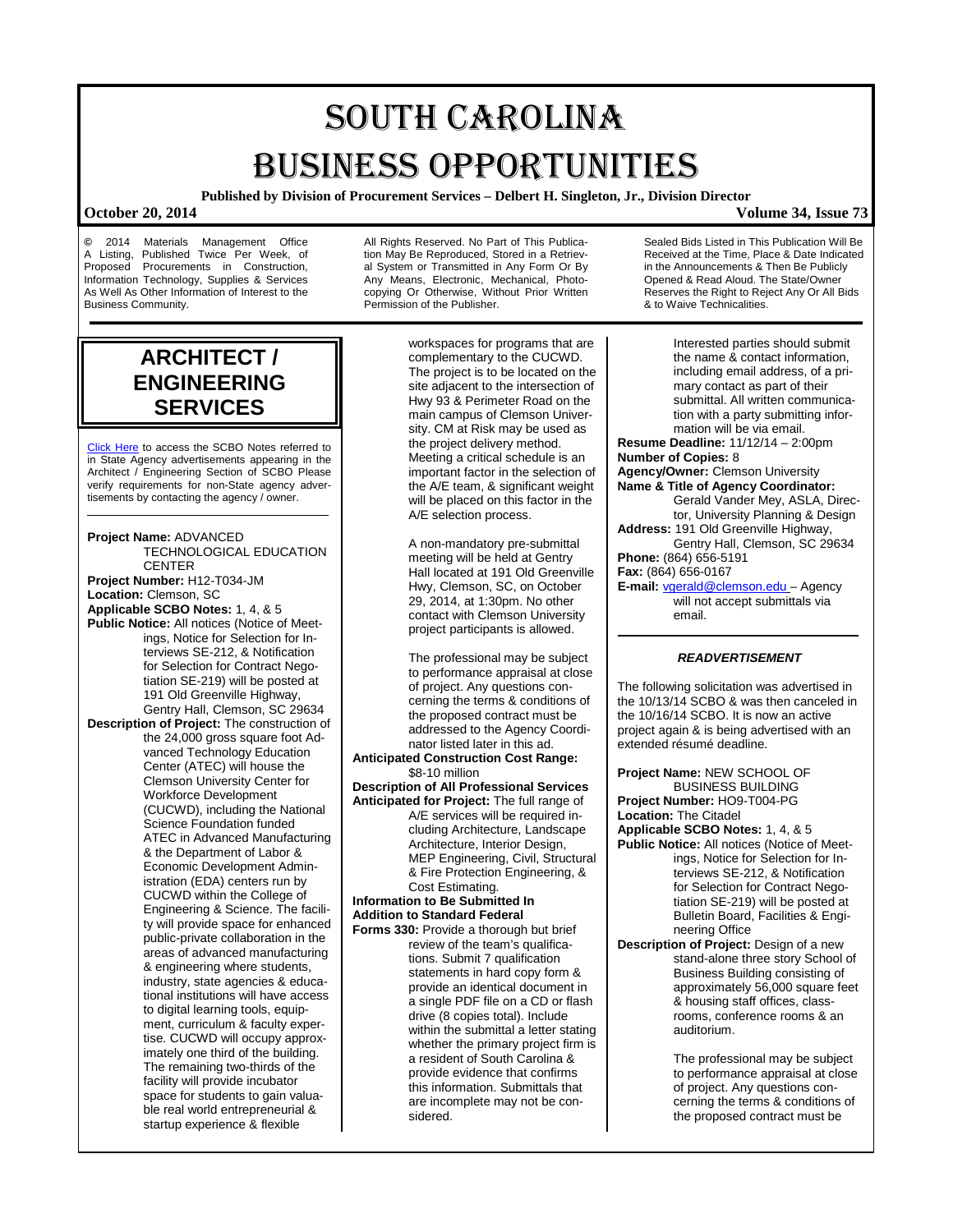# SOUTH CAROLINA BUSINESS OPPORTUNITIES

**Published by Division of Procurement Services – Delbert H. Singleton, Jr., Division Director**

**October 20, 2014** **Volume 34, Issue 73**

© 2014 Materials Management Office A Listing, Published Twice Per Week, of Proposed Procurements in Construction, Information Technology, Supplies & Services As Well As Other Information of Interest to the Business Community.

All Rights Reserved. No Part of This Publication May Be Reproduced, Stored in a Retrieval System or Transmitted in Any Form Or By Any Means, Electronic, Mechanical, Photocopying Or Otherwise, Without Prior Written Permission of the Publisher.

Sealed Bids Listed in This Publication Will Be Received at the Time, Place & Date Indicated in the Announcements & Then Be Publicly Opened & Read Aloud. The State/Owner Reserves the Right to Reject Any Or All Bids & to Waive Technicalities.

## ARCHITECT / ENGINEERING SERVICES

Click Here to access the SCBO Notes referred to in State Agency advertisements appearing in the Architect / Engineering Section of SCBO Please verify requirements for non-State agency advertisements by contacting the agency / owner.

---

**Project Name:** ADVANCED TECHNOLOGICAL EDUCATION CENTER
**Project Number:** H12-T034-JM
**Location:** Clemson, SC
**Applicable SCBO Notes:** 1, 4, & 5
**Public Notice:** All notices (Notice of Meetings, Notice for Selection for Interviews SE-212, & Notification for Selection for Contract Negotiation SE-219) will be posted at 191 Old Greenville Highway, Gentry Hall, Clemson, SC 29634
**Description of Project:** The construction of the 24,000 gross square foot Advanced Technology Education Center (ATEC) will house the Clemson University Center for Workforce Development (CUCWD), including the National Science Foundation funded ATEC in Advanced Manufacturing & the Department of Labor & Economic Development Administration (EDA) centers run by CUCWD within the College of Engineering & Science. The facility will provide space for enhanced public-private collaboration in the areas of advanced manufacturing & engineering where students, industry, state agencies & educational institutions will have access to digital learning tools, equipment, curriculum & faculty expertise. CUCWD will occupy approximately one third of the building. The remaining two-thirds of the facility will provide incubator space for students to gain valuable real world entrepreneurial & startup experience & flexible workspaces for programs that are complementary to the CUCWD. The project is to be located on the site adjacent to the intersection of Hwy 93 & Perimeter Road on the main campus of Clemson University. CM at Risk may be used as the project delivery method. Meeting a critical schedule is an important factor in the selection of the A/E team, & significant weight will be placed on this factor in the A/E selection process.

A non-mandatory pre-submittal meeting will be held at Gentry Hall located at 191 Old Greenville Hwy, Clemson, SC, on October 29, 2014, at 1:30pm. No other contact with Clemson University project participants is allowed.

The professional may be subject to performance appraisal at close of project. Any questions concerning the terms & conditions of the proposed contract must be addressed to the Agency Coordinator listed later in this ad.

**Anticipated Construction Cost Range:** $8-10 million
**Description of All Professional Services Anticipated for Project:** The full range of A/E services will be required including Architecture, Landscape Architecture, Interior Design, MEP Engineering, Civil, Structural & Fire Protection Engineering, & Cost Estimating.
**Information to Be Submitted In Addition to Standard Federal Forms 330:** Provide a thorough but brief review of the team's qualifications. Submit 7 qualification statements in hard copy form & provide an identical document in a single PDF file on a CD or flash drive (8 copies total). Include within the submittal a letter stating whether the primary project firm is a resident of South Carolina & provide evidence that confirms this information. Submittals that are incomplete may not be considered.

Interested parties should submit the name & contact information, including email address, of a primary contact as part of their submittal. All written communication with a party submitting information will be via email.

**Resume Deadline:** 11/12/14 – 2:00pm
**Number of Copies:** 8
**Agency/Owner:** Clemson University
**Name & Title of Agency Coordinator:** Gerald Vander Mey, ASLA, Director, University Planning & Design
**Address:** 191 Old Greenville Highway, Gentry Hall, Clemson, SC 29634
**Phone:** (864) 656-5191
**Fax:** (864) 656-0167
**E-mail:** vgerald@clemson.edu – Agency will not accept submittals via email.

---

***READVERTISEMENT***

The following solicitation was advertised in the 10/13/14 SCBO & was then canceled in the 10/16/14 SCBO. It is now an active project again & is being advertised with an extended résumé deadline.

**Project Name:** NEW SCHOOL OF BUSINESS BUILDING
**Project Number:** HO9-T004-PG
**Location:** The Citadel
**Applicable SCBO Notes:** 1, 4, & 5
**Public Notice:** All notices (Notice of Meetings, Notice for Selection for Interviews SE-212, & Notification for Selection for Contract Negotiation SE-219) will be posted at Bulletin Board, Facilities & Engineering Office
**Description of Project:** Design of a new stand-alone three story School of Business Building consisting of approximately 56,000 square feet & housing staff offices, classrooms, conference rooms & an auditorium.

The professional may be subject to performance appraisal at close of project. Any questions concerning the terms & conditions of the proposed contract must be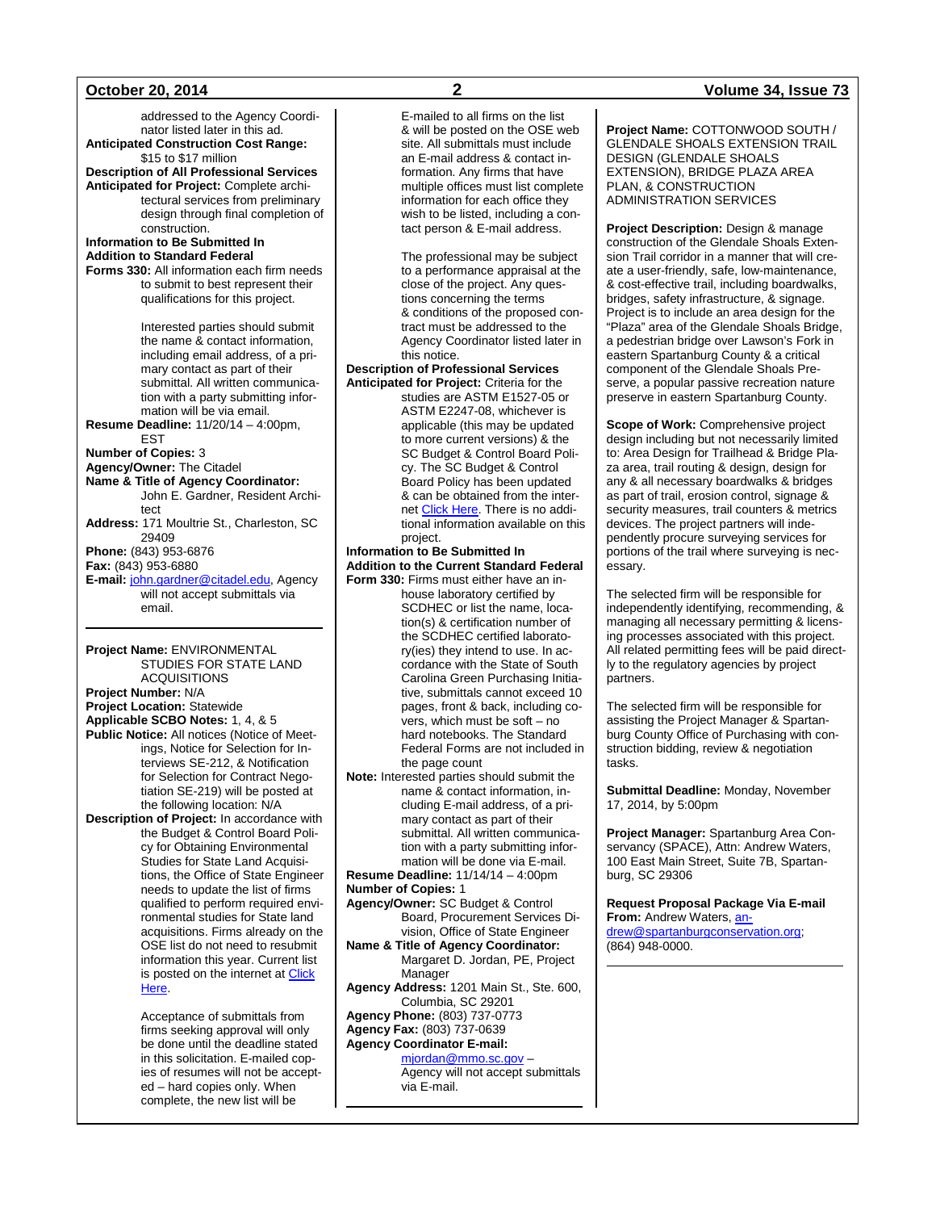addressed to the Agency Coordinator listed later in this ad.

**Anticipated Construction Cost Range:** $15 to $17 million

**Description of All Professional Services Anticipated for Project:** Complete architectural services from preliminary design through final completion of construction.

**Information to Be Submitted In Addition to Standard Federal Forms 330:** All information each firm needs to submit to best represent their qualifications for this project.

Interested parties should submit the name & contact information, including email address, of a primary contact as part of their submittal. All written communication with a party submitting information will be via email.

**Resume Deadline:** 11/20/14 – 4:00pm, EST

**Number of Copies:** 3

**Agency/Owner:** The Citadel

**Name & Title of Agency Coordinator:** John E. Gardner, Resident Architect

**Address:** 171 Moultrie St., Charleston, SC 29409

**Phone:** (843) 953-6876

**Fax:** (843) 953-6880

**E-mail:** john.gardner@citadel.edu, Agency will not accept submittals via email.

---

**Project Name:** ENVIRONMENTAL STUDIES FOR STATE LAND ACQUISITIONS

**Project Number:** N/A

**Project Location:** Statewide

**Applicable SCBO Notes:** 1, 4, & 5

**Public Notice:** All notices (Notice of Meetings, Notice for Selection for Interviews SE-212, & Notification for Selection for Contract Negotiation SE-219) will be posted at the following location: N/A

**Description of Project:** In accordance with the Budget & Control Board Policy for Obtaining Environmental Studies for State Land Acquisitions, the Office of State Engineer needs to update the list of firms qualified to perform required environmental studies for State land acquisitions. Firms already on the OSE list do not need to resubmit information this year. Current list is posted on the internet at Click Here.

Acceptance of submittals from firms seeking approval will only be done until the deadline stated in this solicitation. E-mailed copies of resumes will not be accepted – hard copies only. When complete, the new list will be E-mailed to all firms on the list & will be posted on the OSE web site. All submittals must include an E-mail address & contact information. Any firms that have multiple offices must list complete information for each office they wish to be listed, including a contact person & E-mail address.

The professional may be subject to a performance appraisal at the close of the project. Any questions concerning the terms & conditions of the proposed contract must be addressed to the Agency Coordinator listed later in this notice.

**Description of Professional Services Anticipated for Project:** Criteria for the studies are ASTM E1527-05 or ASTM E2247-08, whichever is applicable (this may be updated to more current versions) & the SC Budget & Control Board Policy. The SC Budget & Control Board Policy has been updated & can be obtained from the internet Click Here. There is no additional information available on this project.

**Information to Be Submitted In Addition to the Current Standard Federal Form 330:** Firms must either have an in-house laboratory certified by SCDHEC or list the name, location(s) & certification number of the SCDHEC certified laboratory(ies) they intend to use. In accordance with the State of South Carolina Green Purchasing Initiative, submittals cannot exceed 10 pages, front & back, including covers, which must be soft – no hard notebooks. The Standard Federal Forms are not included in the page count

**Note:** Interested parties should submit the name & contact information, including E-mail address, of a primary contact as part of their submittal. All written communication with a party submitting information will be done via E-mail.

**Resume Deadline:** 11/14/14 – 4:00pm

**Number of Copies:** 1

**Agency/Owner:** SC Budget & Control Board, Procurement Services Division, Office of State Engineer

**Name & Title of Agency Coordinator:** Margaret D. Jordan, PE, Project Manager

**Agency Address:** 1201 Main St., Ste. 600, Columbia, SC 29201

**Agency Phone:** (803) 737-0773

**Agency Fax:** (803) 737-0639

**Agency Coordinator E-mail:** mjordan@mmo.sc.gov – Agency will not accept submittals via E-mail.

---

**Project Name:** COTTONWOOD SOUTH / GLENDALE SHOALS EXTENSION TRAIL DESIGN (GLENDALE SHOALS EXTENSION), BRIDGE PLAZA AREA PLAN, & CONSTRUCTION ADMINISTRATION SERVICES

**Project Description:** Design & manage construction of the Glendale Shoals Extension Trail corridor in a manner that will create a user-friendly, safe, low-maintenance, & cost-effective trail, including boardwalks, bridges, safety infrastructure, & signage. Project is to include an area design for the "Plaza" area of the Glendale Shoals Bridge, a pedestrian bridge over Lawson's Fork in eastern Spartanburg County & a critical component of the Glendale Shoals Preserve, a popular passive recreation nature preserve in eastern Spartanburg County.

**Scope of Work:** Comprehensive project design including but not necessarily limited to: Area Design for Trailhead & Bridge Plaza area, trail routing & design, design for any & all necessary boardwalks & bridges as part of trail, erosion control, signage & security measures, trail counters & metrics devices. The project partners will independently procure surveying services for portions of the trail where surveying is necessary.

The selected firm will be responsible for independently identifying, recommending, & managing all necessary permitting & licensing processes associated with this project. All related permitting fees will be paid directly to the regulatory agencies by project partners.

The selected firm will be responsible for assisting the Project Manager & Spartanburg County Office of Purchasing with construction bidding, review & negotiation tasks.

**Submittal Deadline:** Monday, November 17, 2014, by 5:00pm

**Project Manager:** Spartanburg Area Conservancy (SPACE), Attn: Andrew Waters, 100 East Main Street, Suite 7B, Spartanburg, SC 29306

**Request Proposal Package Via E-mail From:** Andrew Waters, andrew@spartanburgconservation.org; (864) 948-0000.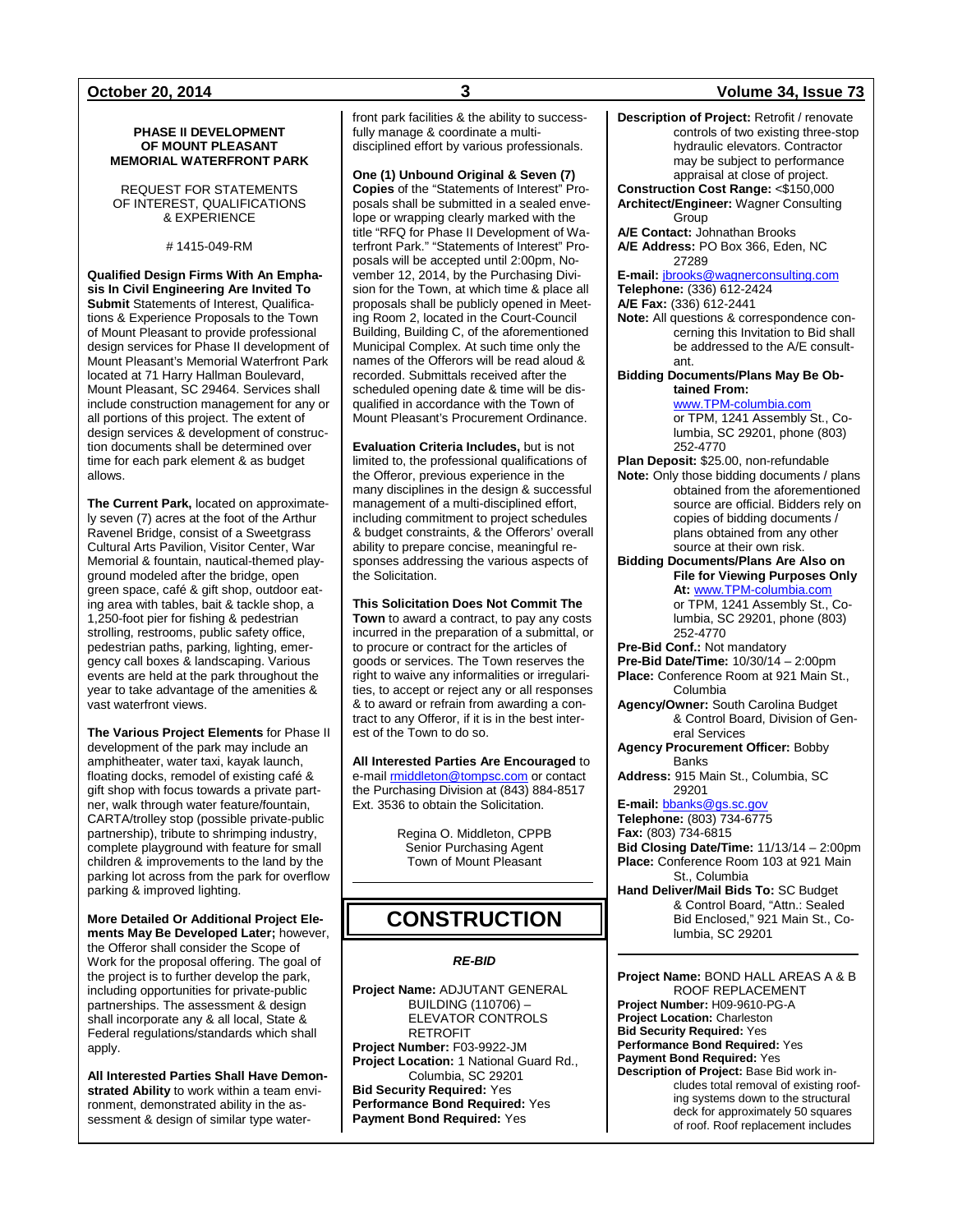**PHASE II DEVELOPMENT OF MOUNT PLEASANT MEMORIAL WATERFRONT PARK**

REQUEST FOR STATEMENTS OF INTEREST, QUALIFICATIONS & EXPERIENCE

# 1415-049-RM

**Qualified Design Firms With An Emphasis In Civil Engineering Are Invited To Submit** Statements of Interest, Qualifications & Experience Proposals to the Town of Mount Pleasant to provide professional design services for Phase II development of Mount Pleasant's Memorial Waterfront Park located at 71 Harry Hallman Boulevard, Mount Pleasant, SC 29464. Services shall include construction management for any or all portions of this project. The extent of design services & development of construction documents shall be determined over time for each park element & as budget allows.

**The Current Park,** located on approximately seven (7) acres at the foot of the Arthur Ravenel Bridge, consist of a Sweetgrass Cultural Arts Pavilion, Visitor Center, War Memorial & fountain, nautical-themed playground modeled after the bridge, open green space, café & gift shop, outdoor eating area with tables, bait & tackle shop, a 1,250-foot pier for fishing & pedestrian strolling, restrooms, public safety office, pedestrian paths, parking, lighting, emergency call boxes & landscaping. Various events are held at the park throughout the year to take advantage of the amenities & vast waterfront views.

**The Various Project Elements** for Phase II development of the park may include an amphitheater, water taxi, kayak launch, floating docks, remodel of existing café & gift shop with focus towards a private partner, walk through water feature/fountain, CARTA/trolley stop (possible private-public partnership), tribute to shrimping industry, complete playground with feature for small children & improvements to the land by the parking lot across from the park for overflow parking & improved lighting.

**More Detailed Or Additional Project Elements May Be Developed Later;** however, the Offeror shall consider the Scope of Work for the proposal offering. The goal of the project is to further develop the park, including opportunities for private-public partnerships. The assessment & design shall incorporate any & all local, State & Federal regulations/standards which shall apply.

**All Interested Parties Shall Have Demonstrated Ability** to work within a team environment, demonstrated ability in the assessment & design of similar type waterfront park facilities & the ability to successfully manage & coordinate a multi-disciplined effort by various professionals.

**One (1) Unbound Original & Seven (7) Copies** of the "Statements of Interest" Proposals shall be submitted in a sealed envelope or wrapping clearly marked with the title "RFQ for Phase II Development of Waterfront Park." "Statements of Interest" Proposals will be accepted until 2:00pm, November 12, 2014, by the Purchasing Division for the Town, at which time & place all proposals shall be publicly opened in Meeting Room 2, located in the Court-Council Building, Building C, of the aforementioned Municipal Complex. At such time only the names of the Offerors will be read aloud & recorded. Submittals received after the scheduled opening date & time will be disqualified in accordance with the Town of Mount Pleasant's Procurement Ordinance.

**Evaluation Criteria Includes,** but is not limited to, the professional qualifications of the Offeror, previous experience in the many disciplines in the design & successful management of a multi-disciplined effort, including commitment to project schedules & budget constraints, & the Offerors' overall ability to prepare concise, meaningful responses addressing the various aspects of the Solicitation.

**This Solicitation Does Not Commit The Town** to award a contract, to pay any costs incurred in the preparation of a submittal, or to procure or contract for the articles of goods or services. The Town reserves the right to waive any informalities or irregularities, to accept or reject any or all responses & to award or refrain from awarding a contract to any Offeror, if it is in the best interest of the Town to do so.

**All Interested Parties Are Encouraged** to e-mail rmiddleton@tompsc.com or contact the Purchasing Division at (843) 884-8517 Ext. 3536 to obtain the Solicitation.

Regina O. Middleton, CPPB
Senior Purchasing Agent
Town of Mount Pleasant

---

# CONSTRUCTION

***RE-BID***

**Project Name:** ADJUTANT GENERAL BUILDING (110706) – ELEVATOR CONTROLS RETROFIT
**Project Number:** F03-9922-JM
**Project Location:** 1 National Guard Rd., Columbia, SC 29201
**Bid Security Required:** Yes
**Performance Bond Required:** Yes
**Payment Bond Required:** Yes
**Description of Project:** Retrofit / renovate controls of two existing three-stop hydraulic elevators. Contractor may be subject to performance appraisal at close of project.
**Construction Cost Range:** <$150,000
**Architect/Engineer:** Wagner Consulting Group
**A/E Contact:** Johnathan Brooks
**A/E Address:** PO Box 366, Eden, NC 27289
**E-mail:** jbrooks@wagnerconsulting.com
**Telephone:** (336) 612-2424
**A/E Fax:** (336) 612-2441
**Note:** All questions & correspondence concerning this Invitation to Bid shall be addressed to the A/E consultant.
**Bidding Documents/Plans May Be Obtained From:** www.TPM-columbia.com or TPM, 1241 Assembly St., Columbia, SC 29201, phone (803) 252-4770
**Plan Deposit:** $25.00, non-refundable
**Note:** Only those bidding documents / plans obtained from the aforementioned source are official. Bidders rely on copies of bidding documents / plans obtained from any other source at their own risk.
**Bidding Documents/Plans Are Also on File for Viewing Purposes Only At:** www.TPM-columbia.com or TPM, 1241 Assembly St., Columbia, SC 29201, phone (803) 252-4770
**Pre-Bid Conf.:** Not mandatory
**Pre-Bid Date/Time:** 10/30/14 – 2:00pm
**Place:** Conference Room at 921 Main St., Columbia
**Agency/Owner:** South Carolina Budget & Control Board, Division of General Services
**Agency Procurement Officer:** Bobby Banks
**Address:** 915 Main St., Columbia, SC 29201
**E-mail:** bbanks@gs.sc.gov
**Telephone:** (803) 734-6775
**Fax:** (803) 734-6815
**Bid Closing Date/Time:** 11/13/14 – 2:00pm
**Place:** Conference Room 103 at 921 Main St., Columbia
**Hand Deliver/Mail Bids To:** SC Budget & Control Board, "Attn.: Sealed Bid Enclosed," 921 Main St., Columbia, SC 29201

---

**Project Name:** BOND HALL AREAS A & B ROOF REPLACEMENT
**Project Number:** H09-9610-PG-A
**Project Location:** Charleston
**Bid Security Required:** Yes
**Performance Bond Required:** Yes
**Payment Bond Required:** Yes
**Description of Project:** Base Bid work includes total removal of existing roofing systems down to the structural deck for approximately 50 squares of roof. Roof replacement includes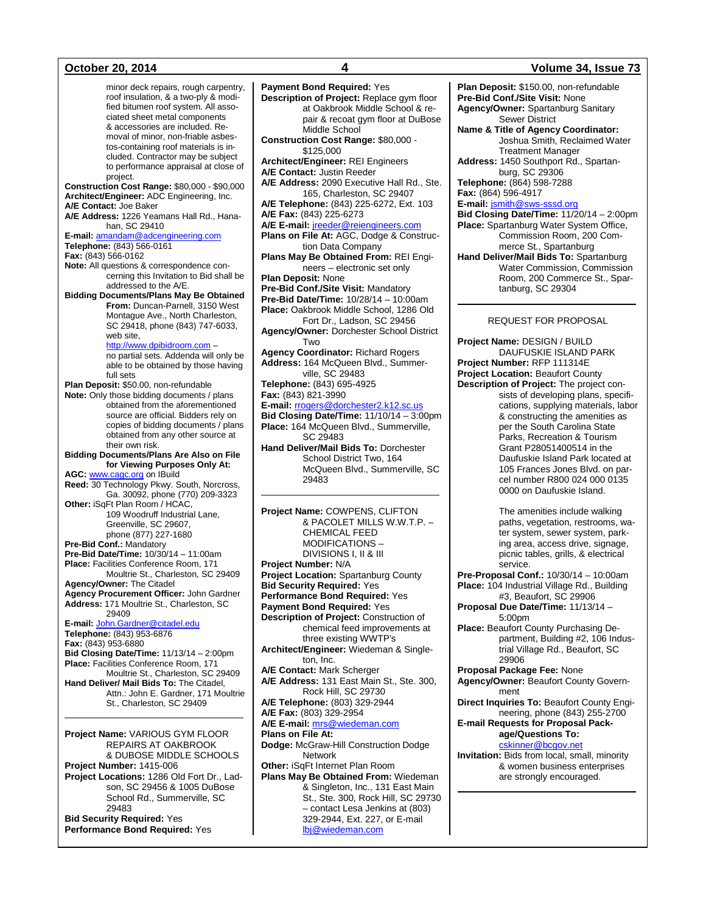minor deck repairs, rough carpentry, roof insulation, & a two-ply & modified bitumen roof system. All associated sheet metal components & accessories are included. Removal of minor, non-friable asbestos-containing roof materials is included. Contractor may be subject to performance appraisal at close of project.

**Construction Cost Range:** $80,000 - $90,000
**Architect/Engineer:** ADC Engineering, Inc.
**A/E Contact:** Joe Baker
**A/E Address:** 1226 Yeamans Hall Rd., Hanahan, SC 29410
**E-mail:** amandam@adcengineering.com
**Telephone:** (843) 566-0161
**Fax:** (843) 566-0162
**Note:** All questions & correspondence concerning this Invitation to Bid shall be addressed to the A/E.
**Bidding Documents/Plans May Be Obtained From:** Duncan-Parnell, 3150 West Montague Ave., North Charleston, SC 29418, phone (843) 747-6033, web site, http://www.dpibidroom.com – no partial sets. Addenda will only be able to be obtained by those having full sets
**Plan Deposit:** $50.00, non-refundable
**Note:** Only those bidding documents / plans obtained from the aforementioned source are official. Bidders rely on copies of bidding documents / plans obtained from any other source at their own risk.
**Bidding Documents/Plans Are Also on File for Viewing Purposes Only At:**
**AGC:** www.cagc.org on IBuild
**Reed:** 30 Technology Pkwy. South, Norcross, Ga. 30092, phone (770) 209-3323
**Other:** iSqFt Plan Room / HCAC, 109 Woodruff Industrial Lane, Greenville, SC 29607, phone (877) 227-1680
**Pre-Bid Conf.:** Mandatory
**Pre-Bid Date/Time:** 10/30/14 – 11:00am
**Place:** Facilities Conference Room, 171 Moultrie St., Charleston, SC 29409
**Agency/Owner:** The Citadel
**Agency Procurement Officer:** John Gardner
**Address:** 171 Moultrie St., Charleston, SC 29409
**E-mail:** John.Gardner@citadel.edu
**Telephone:** (843) 953-6876
**Fax:** (843) 953-6880
**Bid Closing Date/Time:** 11/13/14 – 2:00pm
**Place:** Facilities Conference Room, 171 Moultrie St., Charleston, SC 29409
**Hand Deliver/ Mail Bids To:** The Citadel, Attn.: John E. Gardner, 171 Moultrie St., Charleston, SC 29409

---

**Project Name:** VARIOUS GYM FLOOR REPAIRS AT OAKBROOK & DUBOSE MIDDLE SCHOOLS
**Project Number:** 1415-006
**Project Locations:** 1286 Old Fort Dr., Ladson, SC 29456 & 1005 DuBose School Rd., Summerville, SC 29483
**Bid Security Required:** Yes
**Performance Bond Required:** Yes
**Payment Bond Required:** Yes
**Description of Project:** Replace gym floor at Oakbrook Middle School & repair & recoat gym floor at DuBose Middle School
**Construction Cost Range:** $80,000 - $125,000
**Architect/Engineer:** REI Engineers
**A/E Contact:** Justin Reeder
**A/E Address:** 2090 Executive Hall Rd., Ste. 165, Charleston, SC 29407
**A/E Telephone:** (843) 225-6272, Ext. 103
**A/E Fax:** (843) 225-6273
**A/E E-mail:** jreeder@reiengineers.com
**Plans on File At:** AGC, Dodge & Construction Data Company
**Plans May Be Obtained From:** REI Engineers – electronic set only
**Plan Deposit:** None
**Pre-Bid Conf./Site Visit:** Mandatory
**Pre-Bid Date/Time:** 10/28/14 – 10:00am
**Place:** Oakbrook Middle School, 1286 Old Fort Dr., Ladson, SC 29456
**Agency/Owner:** Dorchester School District Two
**Agency Coordinator:** Richard Rogers
**Address:** 164 McQueen Blvd., Summerville, SC 29483
**Telephone:** (843) 695-4925
**Fax:** (843) 821-3990
**E-mail:** rrogers@dorchester2.k12.sc.us
**Bid Closing Date/Time:** 11/10/14 – 3:00pm
**Place:** 164 McQueen Blvd., Summerville, SC 29483
**Hand Deliver/Mail Bids To:** Dorchester School District Two, 164 McQueen Blvd., Summerville, SC 29483

---

**Project Name:** COWPENS, CLIFTON & PACOLET MILLS W.W.T.P. – CHEMICAL FEED MODIFICATIONS – DIVISIONS I, II & III
**Project Number:** N/A
**Project Location:** Spartanburg County
**Bid Security Required:** Yes
**Performance Bond Required:** Yes
**Payment Bond Required:** Yes
**Description of Project:** Construction of chemical feed improvements at three existing WWTP's
**Architect/Engineer:** Wiedeman & Singleton, Inc.
**A/E Contact:** Mark Scherger
**A/E Address:** 131 East Main St., Ste. 300, Rock Hill, SC 29730
**A/E Telephone:** (803) 329-2944
**A/E Fax:** (803) 329-2954
**A/E E-mail:** mrs@wiedeman.com
**Plans on File At:**
**Dodge:** McGraw-Hill Construction Dodge Network
**Other:** iSqFt Internet Plan Room
**Plans May Be Obtained From:** Wiedeman & Singleton, Inc., 131 East Main St., Ste. 300, Rock Hill, SC 29730 – contact Lesa Jenkins at (803) 329-2944, Ext. 227, or E-mail lbj@wiedeman.com
**Plan Deposit:** $150.00, non-refundable
**Pre-Bid Conf./Site Visit:** None
**Agency/Owner:** Spartanburg Sanitary Sewer District
**Name & Title of Agency Coordinator:** Joshua Smith, Reclaimed Water Treatment Manager
**Address:** 1450 Southport Rd., Spartanburg, SC 29306
**Telephone:** (864) 598-7288
**Fax:** (864) 596-4917
**E-mail:** jsmith@sws-sssd.org
**Bid Closing Date/Time:** 11/20/14 – 2:00pm
**Place:** Spartanburg Water System Office, Commission Room, 200 Commerce St., Spartanburg
**Hand Deliver/Mail Bids To:** Spartanburg Water Commission, Commission Room, 200 Commerce St., Spartanburg, SC 29304

---

REQUEST FOR PROPOSAL

**Project Name:** DESIGN / BUILD DAUFUSKIE ISLAND PARK
**Project Number:** RFP 111314E
**Project Location:** Beaufort County
**Description of Project:** The project consists of developing plans, specifications, supplying materials, labor & constructing the amenities as per the South Carolina State Parks, Recreation & Tourism Grant P28051400514 in the Daufuskie Island Park located at 105 Frances Jones Blvd. on parcel number R800 024 000 0135 0000 on Daufuskie Island.

The amenities include walking paths, vegetation, restrooms, water system, sewer system, parking area, access drive, signage, picnic tables, grills, & electrical service.

**Pre-Proposal Conf.:** 10/30/14 – 10:00am
**Place:** 104 Industrial Village Rd., Building #3, Beaufort, SC 29906
**Proposal Due Date/Time:** 11/13/14 – 5:00pm
**Place:** Beaufort County Purchasing Department, Building #2, 106 Industrial Village Rd., Beaufort, SC 29906
**Proposal Package Fee:** None
**Agency/Owner:** Beaufort County Government
**Direct Inquiries To:** Beaufort County Engineering, phone (843) 255-2700
**E-mail Requests for Proposal Package/Questions To:** cskinner@bcgov.net
**Invitation:** Bids from local, small, minority & women business enterprises are strongly encouraged.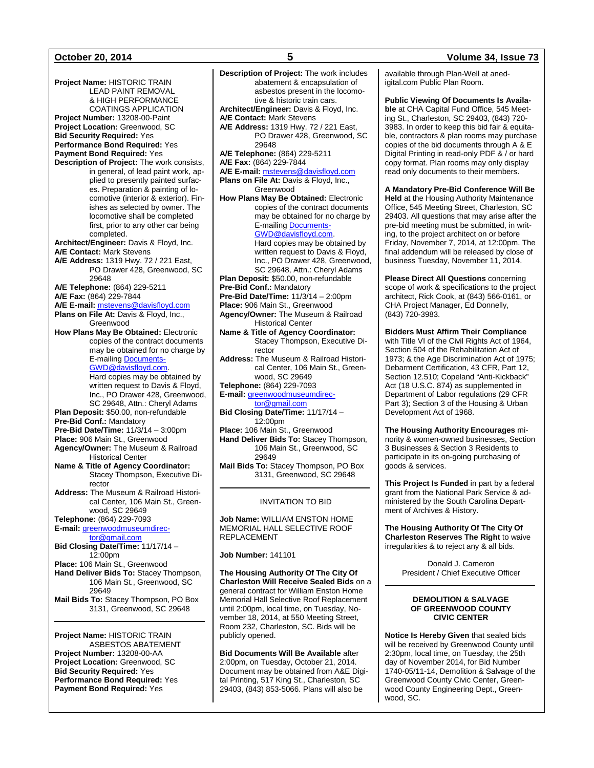**Project Name:** HISTORIC TRAIN LEAD PAINT REMOVAL & HIGH PERFORMANCE COATINGS APPLICATION
**Project Number:** 13208-00-Paint
**Project Location:** Greenwood, SC
**Bid Security Required:** Yes
**Performance Bond Required:** Yes
**Payment Bond Required:** Yes
**Description of Project:** The work consists, in general, of lead paint work, applied to presently painted surfaces. Preparation & painting of locomotive (interior & exterior). Finishes as selected by owner. The locomotive shall be completed first, prior to any other car being completed.
**Architect/Engineer:** Davis & Floyd, Inc.
**A/E Contact:** Mark Stevens
**A/E Address:** 1319 Hwy. 72 / 221 East, PO Drawer 428, Greenwood, SC 29648
**A/E Telephone:** (864) 229-5211
**A/E Fax:** (864) 229-7844
**A/E E-mail:** mstevens@davisfloyd.com
**Plans on File At:** Davis & Floyd, Inc., Greenwood
**How Plans May Be Obtained:** Electronic copies of the contract documents may be obtained for no charge by E-mailing Documents-GWD@davisfloyd.com. Hard copies may be obtained by written request to Davis & Floyd, Inc., PO Drawer 428, Greenwood, SC 29648, Attn.: Cheryl Adams
**Plan Deposit:** $50.00, non-refundable
**Pre-Bid Conf.:** Mandatory
**Pre-Bid Date/Time:** 11/3/14 – 3:00pm
**Place:** 906 Main St., Greenwood
**Agency/Owner:** The Museum & Railroad Historical Center
**Name & Title of Agency Coordinator:** Stacey Thompson, Executive Director
**Address:** The Museum & Railroad Historical Center, 106 Main St., Greenwood, SC 29649
**Telephone:** (864) 229-7093
**E-mail:** greenwoodmuseumdirector@gmail.com
**Bid Closing Date/Time:** 11/17/14 – 12:00pm
**Place:** 106 Main St., Greenwood
**Hand Deliver Bids To:** Stacey Thompson, 106 Main St., Greenwood, SC 29649
**Mail Bids To:** Stacey Thompson, PO Box 3131, Greenwood, SC 29648

---

**Project Name:** HISTORIC TRAIN ASBESTOS ABATEMENT
**Project Number:** 13208-00-AA
**Project Location:** Greenwood, SC
**Bid Security Required:** Yes
**Performance Bond Required:** Yes
**Payment Bond Required:** Yes
**Description of Project:** The work includes abatement & encapsulation of asbestos present in the locomotive & historic train cars.
**Architect/Engineer:** Davis & Floyd, Inc.
**A/E Contact:** Mark Stevens
**A/E Address:** 1319 Hwy. 72 / 221 East, PO Drawer 428, Greenwood, SC 29648
**A/E Telephone:** (864) 229-5211
**A/E Fax:** (864) 229-7844
**A/E E-mail:** mstevens@davisfloyd.com
**Plans on File At:** Davis & Floyd, Inc., Greenwood
**How Plans May Be Obtained:** Electronic copies of the contract documents may be obtained for no charge by E-mailing Documents-GWD@davisfloyd.com. Hard copies may be obtained by written request to Davis & Floyd, Inc., PO Drawer 428, Greenwood, SC 29648, Attn.: Cheryl Adams
**Plan Deposit:** $50.00, non-refundable
**Pre-Bid Conf.:** Mandatory
**Pre-Bid Date/Time:** 11/3/14 – 2:00pm
**Place:** 906 Main St., Greenwood
**Agency/Owner:** The Museum & Railroad Historical Center
**Name & Title of Agency Coordinator:** Stacey Thompson, Executive Director
**Address:** The Museum & Railroad Historical Center, 106 Main St., Greenwood, SC 29649
**Telephone:** (864) 229-7093
**E-mail:** greenwoodmuseumdirector@gmail.com
**Bid Closing Date/Time:** 11/17/14 – 12:00pm
**Place:** 106 Main St., Greenwood
**Hand Deliver Bids To:** Stacey Thompson, 106 Main St., Greenwood, SC 29649
**Mail Bids To:** Stacey Thompson, PO Box 3131, Greenwood, SC 29648

---

INVITATION TO BID

**Job Name:** WILLIAM ENSTON HOME MEMORIAL HALL SELECTIVE ROOF REPLACEMENT

**Job Number:** 141101

**The Housing Authority Of The City Of Charleston Will Receive Sealed Bids** on a general contract for William Enston Home Memorial Hall Selective Roof Replacement until 2:00pm, local time, on Tuesday, November 18, 2014, at 550 Meeting Street, Room 232, Charleston, SC. Bids will be publicly opened.

**Bid Documents Will Be Available** after 2:00pm, on Tuesday, October 21, 2014. Document may be obtained from A&E Digital Printing, 517 King St., Charleston, SC 29403, (843) 853-5066. Plans will also be available through Plan-Well at anedigital.com Public Plan Room.

**Public Viewing Of Documents Is Available** at CHA Capital Fund Office, 545 Meeting St., Charleston, SC 29403, (843) 720-3983. In order to keep this bid fair & equitable, contractors & plan rooms may purchase copies of the bid documents through A & E Digital Printing in read-only PDF & / or hard copy format. Plan rooms may only display read only documents to their members.

**A Mandatory Pre-Bid Conference Will Be Held** at the Housing Authority Maintenance Office, 545 Meeting Street, Charleston, SC 29403. All questions that may arise after the pre-bid meeting must be submitted, in writing, to the project architect on or before Friday, November 7, 2014, at 12:00pm. The final addendum will be released by close of business Tuesday, November 11, 2014.

**Please Direct All Questions** concerning scope of work & specifications to the project architect, Rick Cook, at (843) 566-0161, or CHA Project Manager, Ed Donnelly, (843) 720-3983.

**Bidders Must Affirm Their Compliance** with Title VI of the Civil Rights Act of 1964, Section 504 of the Rehabilitation Act of 1973; & the Age Discrimination Act of 1975; Debarment Certification, 43 CFR, Part 12, Section 12.510; Copeland "Anti-Kickback" Act (18 U.S.C. 874) as supplemented in Department of Labor regulations (29 CFR Part 3); Section 3 of the Housing & Urban Development Act of 1968.

**The Housing Authority Encourages** minority & women-owned businesses, Section 3 Businesses & Section 3 Residents to participate in its on-going purchasing of goods & services.

**This Project Is Funded** in part by a federal grant from the National Park Service & administered by the South Carolina Department of Archives & History.

**The Housing Authority Of The City Of Charleston Reserves The Right** to waive irregularities & to reject any & all bids.

Donald J. Cameron
President / Chief Executive Officer

---

**DEMOLITION & SALVAGE OF GREENWOOD COUNTY CIVIC CENTER**

**Notice Is Hereby Given** that sealed bids will be received by Greenwood County until 2:30pm, local time, on Tuesday, the 25th day of November 2014, for Bid Number 1740-05/11-14, Demolition & Salvage of the Greenwood County Civic Center, Greenwood County Engineering Dept., Greenwood, SC.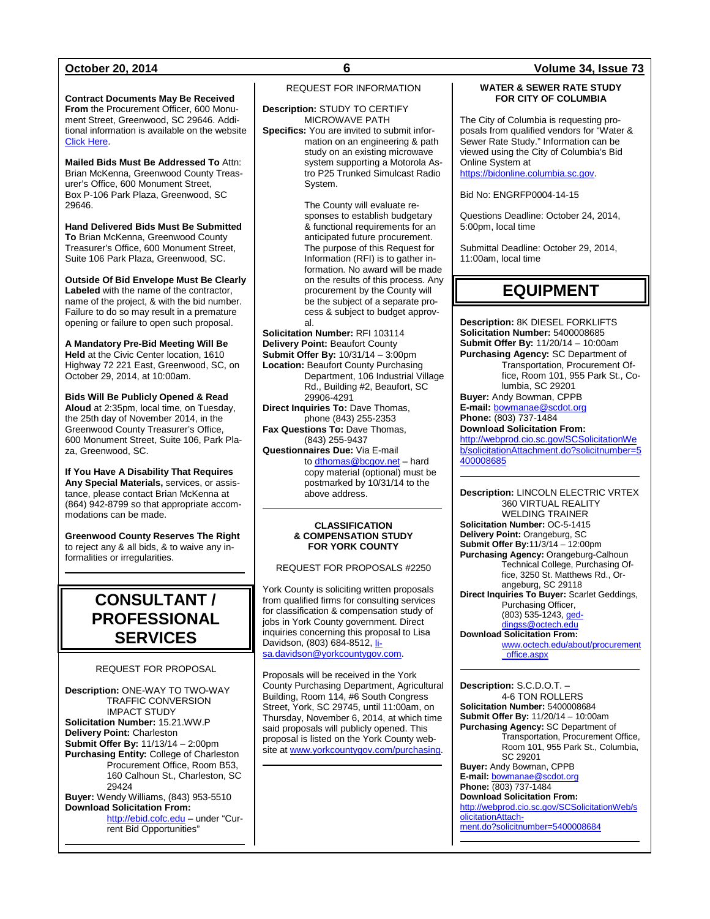**Contract Documents May Be Received From** the Procurement Officer, 600 Monument Street, Greenwood, SC 29646. Additional information is available on the website Click Here.

**Mailed Bids Must Be Addressed To** Attn: Brian McKenna, Greenwood County Treasurer's Office, 600 Monument Street, Box P-106 Park Plaza, Greenwood, SC 29646.

**Hand Delivered Bids Must Be Submitted To** Brian McKenna, Greenwood County Treasurer's Office, 600 Monument Street, Suite 106 Park Plaza, Greenwood, SC.

**Outside Of Bid Envelope Must Be Clearly Labeled** with the name of the contractor, name of the project, & with the bid number. Failure to do so may result in a premature opening or failure to open such proposal.

**A Mandatory Pre-Bid Meeting Will Be Held** at the Civic Center location, 1610 Highway 72 221 East, Greenwood, SC, on October 29, 2014, at 10:00am.

**Bids Will Be Publicly Opened & Read Aloud** at 2:35pm, local time, on Tuesday, the 25th day of November 2014, in the Greenwood County Treasurer's Office, 600 Monument Street, Suite 106, Park Plaza, Greenwood, SC.

**If You Have A Disability That Requires Any Special Materials,** services, or assistance, please contact Brian McKenna at (864) 942-8799 so that appropriate accommodations can be made.

**Greenwood County Reserves The Right** to reject any & all bids, & to waive any informalities or irregularities.

# CONSULTANT / PROFESSIONAL SERVICES

REQUEST FOR PROPOSAL

**Description:** ONE-WAY TO TWO-WAY TRAFFIC CONVERSION IMPACT STUDY
**Solicitation Number:** 15.21.WW.P
**Delivery Point:** Charleston
**Submit Offer By:** 11/13/14 – 2:00pm
**Purchasing Entity:** College of Charleston Procurement Office, Room B53, 160 Calhoun St., Charleston, SC 29424
**Buyer:** Wendy Williams, (843) 953-5510
**Download Solicitation From:** http://ebid.cofc.edu – under "Current Bid Opportunities"

---

REQUEST FOR INFORMATION

**Description:** STUDY TO CERTIFY MICROWAVE PATH
**Specifics:** You are invited to submit information on an engineering & path study on an existing microwave system supporting a Motorola Astro P25 Trunked Simulcast Radio System.

The County will evaluate responses to establish budgetary & functional requirements for an anticipated future procurement. The purpose of this Request for Information (RFI) is to gather information. No award will be made on the results of this process. Any procurement by the County will be the subject of a separate process & subject to budget approval.

**Solicitation Number:** RFI 103114
**Delivery Point:** Beaufort County
**Submit Offer By:** 10/31/14 – 3:00pm
**Location:** Beaufort County Purchasing Department, 106 Industrial Village Rd., Building #2, Beaufort, SC 29906-4291
**Direct Inquiries To:** Dave Thomas, phone (843) 255-2353
**Fax Questions To:** Dave Thomas, (843) 255-9437
**Questionnaires Due:** Via E-mail to dthomas@bcgov.net – hard copy material (optional) must be postmarked by 10/31/14 to the above address.

---

**CLASSIFICATION & COMPENSATION STUDY FOR YORK COUNTY**

REQUEST FOR PROPOSALS #2250

York County is soliciting written proposals from qualified firms for consulting services for classification & compensation study of jobs in York County government. Direct inquiries concerning this proposal to Lisa Davidson, (803) 684-8512, lisa.davidson@yorkcountygov.com.

Proposals will be received in the York County Purchasing Department, Agricultural Building, Room 114, #6 South Congress Street, York, SC 29745, until 11:00am, on Thursday, November 6, 2014, at which time said proposals will publicly opened. This proposal is listed on the York County website at www.yorkcountygov.com/purchasing.

---

**WATER & SEWER RATE STUDY FOR CITY OF COLUMBIA**

The City of Columbia is requesting proposals from qualified vendors for "Water & Sewer Rate Study." Information can be viewed using the City of Columbia's Bid Online System at https://bidonline.columbia.sc.gov.

Bid No: ENGRFP0004-14-15

Questions Deadline: October 24, 2014, 5:00pm, local time

Submittal Deadline: October 29, 2014, 11:00am, local time

# EQUIPMENT

**Description:** 8K DIESEL FORKLIFTS
**Solicitation Number:** 5400008685
**Submit Offer By:** 11/20/14 – 10:00am
**Purchasing Agency:** SC Department of Transportation, Procurement Office, Room 101, 955 Park St., Columbia, SC 29201
**Buyer:** Andy Bowman, CPPB
**E-mail:** bowmanae@scdot.org
**Phone:** (803) 737-1484
**Download Solicitation From:** http://webprod.cio.sc.gov/SCSolicitationWeb/solicitationAttachment.do?solicitnumber=5400008685

---

**Description:** LINCOLN ELECTRIC VRTEX 360 VIRTUAL REALITY WELDING TRAINER
**Solicitation Number:** OC-5-1415
**Delivery Point:** Orangeburg, SC
**Submit Offer By:** 11/3/14 – 12:00pm
**Purchasing Agency:** Orangeburg-Calhoun Technical College, Purchasing Office, 3250 St. Matthews Rd., Orangeburg, SC 29118
**Direct Inquiries To Buyer:** Scarlet Geddings, Purchasing Officer, (803) 535-1243, geddingss@octech.edu
**Download Solicitation From:** www.octech.edu/about/procurement_office.aspx

---

**Description:** S.C.D.O.T. – 4-6 TON ROLLERS
**Solicitation Number:** 5400008684
**Submit Offer By:** 11/20/14 – 10:00am
**Purchasing Agency:** SC Department of Transportation, Procurement Office, Room 101, 955 Park St., Columbia, SC 29201
**Buyer:** Andy Bowman, CPPB
**E-mail:** bowmanae@scdot.org
**Phone:** (803) 737-1484
**Download Solicitation From:** http://webprod.cio.sc.gov/SCSolicitationWeb/solicitationAttachment.do?solicitnumber=5400008684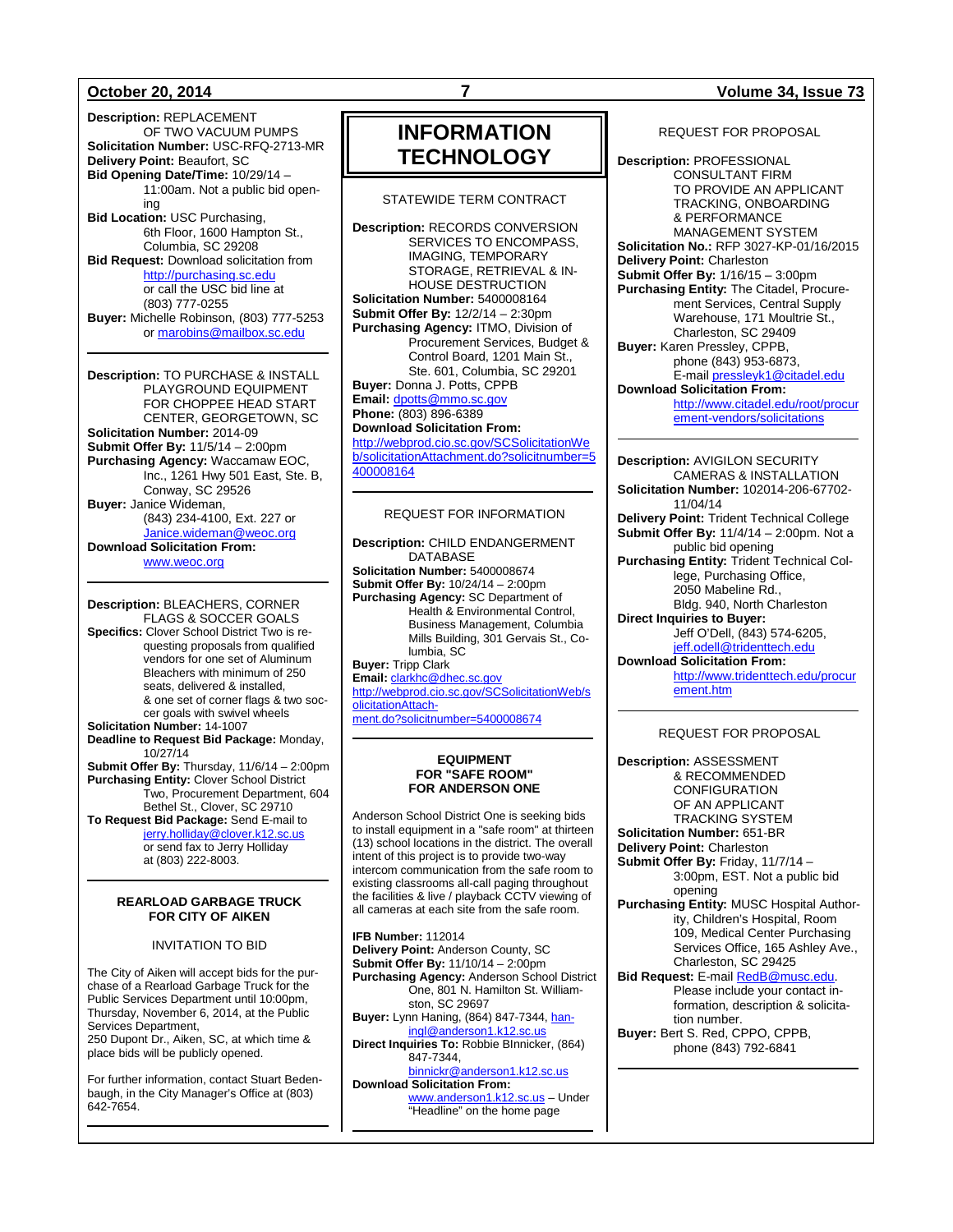**Description:** REPLACEMENT OF TWO VACUUM PUMPS
**Solicitation Number:** USC-RFQ-2713-MR
**Delivery Point:** Beaufort, SC
**Bid Opening Date/Time:** 10/29/14 – 11:00am. Not a public bid opening
**Bid Location:** USC Purchasing, 6th Floor, 1600 Hampton St., Columbia, SC 29208
**Bid Request:** Download solicitation from http://purchasing.sc.edu or call the USC bid line at (803) 777-0255
**Buyer:** Michelle Robinson, (803) 777-5253 or marobins@mailbox.sc.edu

---

**Description:** TO PURCHASE & INSTALL PLAYGROUND EQUIPMENT FOR CHOPPEE HEAD START CENTER, GEORGETOWN, SC
**Solicitation Number:** 2014-09
**Submit Offer By:** 11/5/14 – 2:00pm
**Purchasing Agency:** Waccamaw EOC, Inc., 1261 Hwy 501 East, Ste. B, Conway, SC 29526
**Buyer:** Janice Wideman, (843) 234-4100, Ext. 227 or Janice.wideman@weoc.org
**Download Solicitation From:** www.weoc.org

---

**Description:** BLEACHERS, CORNER FLAGS & SOCCER GOALS
**Specifics:** Clover School District Two is requesting proposals from qualified vendors for one set of Aluminum Bleachers with minimum of 250 seats, delivered & installed, & one set of corner flags & two soccer goals with swivel wheels
**Solicitation Number:** 14-1007
**Deadline to Request Bid Package:** Monday, 10/27/14
**Submit Offer By:** Thursday, 11/6/14 – 2:00pm
**Purchasing Entity:** Clover School District Two, Procurement Department, 604 Bethel St., Clover, SC 29710
**To Request Bid Package:** Send E-mail to jerry.holliday@clover.k12.sc.us or send fax to Jerry Holliday at (803) 222-8003.

---

**REARLOAD GARBAGE TRUCK FOR CITY OF AIKEN**

INVITATION TO BID

The City of Aiken will accept bids for the purchase of a Rearload Garbage Truck for the Public Services Department until 10:00pm, Thursday, November 6, 2014, at the Public Services Department,
250 Dupont Dr., Aiken, SC, at which time & place bids will be publicly opened.

For further information, contact Stuart Bedenbaugh, in the City Manager's Office at (803) 642-7654.

---

# INFORMATION TECHNOLOGY

STATEWIDE TERM CONTRACT

**Description:** RECORDS CONVERSION SERVICES TO ENCOMPASS, IMAGING, TEMPORARY STORAGE, RETRIEVAL & IN-HOUSE DESTRUCTION
**Solicitation Number:** 5400008164
**Submit Offer By:** 12/2/14 – 2:30pm
**Purchasing Agency:** ITMO, Division of Procurement Services, Budget & Control Board, 1201 Main St., Ste. 601, Columbia, SC 29201
**Buyer:** Donna J. Potts, CPPB
**Email:** dpotts@mmo.sc.gov
**Phone:** (803) 896-6389
**Download Solicitation From:**
http://webprod.cio.sc.gov/SCSolicitationWeb/solicitationAttachment.do?solicitnumber=5400008164

---

REQUEST FOR INFORMATION

**Description:** CHILD ENDANGERMENT DATABASE
**Solicitation Number:** 5400008674
**Submit Offer By:** 10/24/14 – 2:00pm
**Purchasing Agency:** SC Department of Health & Environmental Control, Business Management, Columbia Mills Building, 301 Gervais St., Columbia, SC
**Buyer:** Tripp Clark
**Email:** clarkhc@dhec.sc.gov
http://webprod.cio.sc.gov/SCSolicitationWeb/solicitationAttachment.do?solicitnumber=5400008674

---

**EQUIPMENT FOR "SAFE ROOM" FOR ANDERSON ONE**

Anderson School District One is seeking bids to install equipment in a "safe room" at thirteen (13) school locations in the district. The overall intent of this project is to provide two-way intercom communication from the safe room to existing classrooms all-call paging throughout the facilities & live / playback CCTV viewing of all cameras at each site from the safe room.

**IFB Number:** 112014
**Delivery Point:** Anderson County, SC
**Submit Offer By:** 11/10/14 – 2:00pm
**Purchasing Agency:** Anderson School District One, 801 N. Hamilton St. Williamston, SC 29697
**Buyer:** Lynn Haning, (864) 847-7344, haningl@anderson1.k12.sc.us
**Direct Inquiries To:** Robbie BInnicker, (864) 847-7344, binnickr@anderson1.k12.sc.us
**Download Solicitation From:** www.anderson1.k12.sc.us – Under "Headline" on the home page

---

REQUEST FOR PROPOSAL

**Description:** PROFESSIONAL CONSULTANT FIRM TO PROVIDE AN APPLICANT TRACKING, ONBOARDING & PERFORMANCE MANAGEMENT SYSTEM
**Solicitation No.:** RFP 3027-KP-01/16/2015
**Delivery Point:** Charleston
**Submit Offer By:** 1/16/15 – 3:00pm
**Purchasing Entity:** The Citadel, Procurement Services, Central Supply Warehouse, 171 Moultrie St., Charleston, SC 29409
**Buyer:** Karen Pressley, CPPB, phone (843) 953-6873, E-mail pressleyk1@citadel.edu
**Download Solicitation From:**
http://www.citadel.edu/root/procurement-vendors/solicitations

---

**Description:** AVIGILON SECURITY CAMERAS & INSTALLATION
**Solicitation Number:** 102014-206-67702-11/04/14
**Delivery Point:** Trident Technical College
**Submit Offer By:** 11/4/14 – 2:00pm. Not a public bid opening
**Purchasing Entity:** Trident Technical College, Purchasing Office, 2050 Mabeline Rd., Bldg. 940, North Charleston
**Direct Inquiries to Buyer:**
Jeff O'Dell, (843) 574-6205, jeff.odell@tridenttech.edu
**Download Solicitation From:**
http://www.tridenttech.edu/procurement.htm

---

REQUEST FOR PROPOSAL

**Description:** ASSESSMENT & RECOMMENDED CONFIGURATION OF AN APPLICANT TRACKING SYSTEM
**Solicitation Number:** 651-BR
**Delivery Point:** Charleston
**Submit Offer By:** Friday, 11/7/14 – 3:00pm, EST. Not a public bid opening
**Purchasing Entity:** MUSC Hospital Authority, Children's Hospital, Room 109, Medical Center Purchasing Services Office, 165 Ashley Ave., Charleston, SC 29425
**Bid Request:** E-mail RedB@musc.edu. Please include your contact information, description & solicitation number.
**Buyer:** Bert S. Red, CPPO, CPPB, phone (843) 792-6841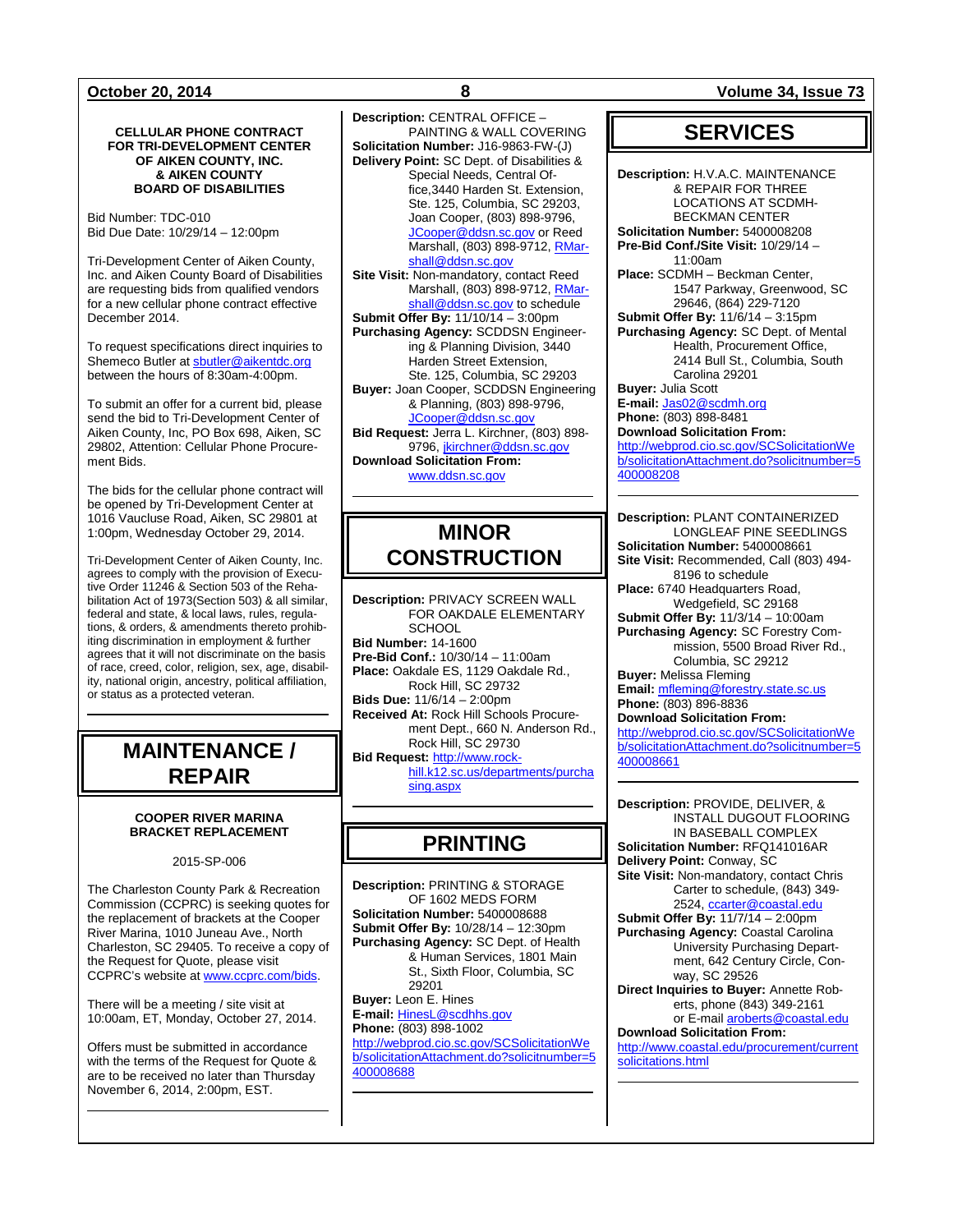**CELLULAR PHONE CONTRACT FOR TRI-DEVELOPMENT CENTER OF AIKEN COUNTY, INC. & AIKEN COUNTY BOARD OF DISABILITIES**

Bid Number: TDC-010
Bid Due Date: 10/29/14 – 12:00pm

Tri-Development Center of Aiken County, Inc. and Aiken County Board of Disabilities are requesting bids from qualified vendors for a new cellular phone contract effective December 2014.

To request specifications direct inquiries to Shemeco Butler at sbutler@aikentdc.org between the hours of 8:30am-4:00pm.

To submit an offer for a current bid, please send the bid to Tri-Development Center of Aiken County, Inc, PO Box 698, Aiken, SC 29802, Attention: Cellular Phone Procurement Bids.

The bids for the cellular phone contract will be opened by Tri-Development Center at 1016 Vaucluse Road, Aiken, SC 29801 at 1:00pm, Wednesday October 29, 2014.

Tri-Development Center of Aiken County, Inc. agrees to comply with the provision of Executive Order 11246 & Section 503 of the Rehabilitation Act of 1973(Section 503) & all similar, federal and state, & local laws, rules, regulations, & orders, & amendments thereto prohibiting discrimination in employment & further agrees that it will not discriminate on the basis of race, creed, color, religion, sex, age, disability, national origin, ancestry, political affiliation, or status as a protected veteran.

# MAINTENANCE / REPAIR

**COOPER RIVER MARINA BRACKET REPLACEMENT**

2015-SP-006

The Charleston County Park & Recreation Commission (CCPRC) is seeking quotes for the replacement of brackets at the Cooper River Marina, 1010 Juneau Ave., North Charleston, SC 29405. To receive a copy of the Request for Quote, please visit CCPRC's website at www.ccprc.com/bids.

There will be a meeting / site visit at 10:00am, ET, Monday, October 27, 2014.

Offers must be submitted in accordance with the terms of the Request for Quote & are to be received no later than Thursday November 6, 2014, 2:00pm, EST.

---

**Description:** CENTRAL OFFICE – PAINTING & WALL COVERING
**Solicitation Number:** J16-9863-FW-(J)
**Delivery Point:** SC Dept. of Disabilities & Special Needs, Central Office,3440 Harden St. Extension, Ste. 125, Columbia, SC 29203, Joan Cooper, (803) 898-9796, JCooper@ddsn.sc.gov or Reed Marshall, (803) 898-9712, RMarshall@ddsn.sc.gov
**Site Visit:** Non-mandatory, contact Reed Marshall, (803) 898-9712, RMarshall@ddsn.sc.gov to schedule
**Submit Offer By:** 11/10/14 – 3:00pm
**Purchasing Agency:** SCDDSN Engineering & Planning Division, 3440 Harden Street Extension, Ste. 125, Columbia, SC 29203
**Buyer:** Joan Cooper, SCDDSN Engineering & Planning, (803) 898-9796, JCooper@ddsn.sc.gov
**Bid Request:** Jerra L. Kirchner, (803) 898-9796, jkirchner@ddsn.sc.gov
**Download Solicitation From:** www.ddsn.sc.gov

# MINOR CONSTRUCTION

**Description:** PRIVACY SCREEN WALL FOR OAKDALE ELEMENTARY SCHOOL
**Bid Number:** 14-1600
**Pre-Bid Conf.:** 10/30/14 – 11:00am
**Place:** Oakdale ES, 1129 Oakdale Rd., Rock Hill, SC 29732
**Bids Due:** 11/6/14 – 2:00pm
**Received At:** Rock Hill Schools Procurement Dept., 660 N. Anderson Rd., Rock Hill, SC 29730
**Bid Request:** http://www.rock-hill.k12.sc.us/departments/purchasing.aspx

# PRINTING

**Description:** PRINTING & STORAGE OF 1602 MEDS FORM
**Solicitation Number:** 5400008688
**Submit Offer By:** 10/28/14 – 12:30pm
**Purchasing Agency:** SC Dept. of Health & Human Services, 1801 Main St., Sixth Floor, Columbia, SC 29201
**Buyer:** Leon E. Hines
**E-mail:** HinesL@scdhhs.gov
**Phone:** (803) 898-1002
http://webprod.cio.sc.gov/SCSolicitationWeb/solicitationAttachment.do?solicitnumber=5400008688

# SERVICES

**Description:** H.V.A.C. MAINTENANCE & REPAIR FOR THREE LOCATIONS AT SCDMH-BECKMAN CENTER
**Solicitation Number:** 5400008208
**Pre-Bid Conf./Site Visit:** 10/29/14 – 11:00am
**Place:** SCDMH – Beckman Center, 1547 Parkway, Greenwood, SC 29646, (864) 229-7120
**Submit Offer By:** 11/6/14 – 3:15pm
**Purchasing Agency:** SC Dept. of Mental Health, Procurement Office, 2414 Bull St., Columbia, South Carolina 29201
**Buyer:** Julia Scott
**E-mail:** Jas02@scdmh.org
**Phone:** (803) 898-8481
**Download Solicitation From:**
http://webprod.cio.sc.gov/SCSolicitationWeb/solicitationAttachment.do?solicitnumber=5400008208

---

**Description:** PLANT CONTAINERIZED LONGLEAF PINE SEEDLINGS
**Solicitation Number:** 5400008661
**Site Visit:** Recommended, Call (803) 494-8196 to schedule
**Place:** 6740 Headquarters Road, Wedgefield, SC 29168
**Submit Offer By:** 11/3/14 – 10:00am
**Purchasing Agency:** SC Forestry Commission, 5500 Broad River Rd., Columbia, SC 29212
**Buyer:** Melissa Fleming
**Email:** mfleming@forestry.state.sc.us
**Phone:** (803) 896-8836
**Download Solicitation From:**
http://webprod.cio.sc.gov/SCSolicitationWeb/solicitationAttachment.do?solicitnumber=5400008661

---

**Description:** PROVIDE, DELIVER, & INSTALL DUGOUT FLOORING IN BASEBALL COMPLEX
**Solicitation Number:** RFQ141016AR
**Delivery Point:** Conway, SC
**Site Visit:** Non-mandatory, contact Chris Carter to schedule, (843) 349-2524, ccarter@coastal.edu
**Submit Offer By:** 11/7/14 – 2:00pm
**Purchasing Agency:** Coastal Carolina University Purchasing Department, 642 Century Circle, Conway, SC 29526
**Direct Inquiries to Buyer:** Annette Roberts, phone (843) 349-2161 or E-mail aroberts@coastal.edu
**Download Solicitation From:**
http://www.coastal.edu/procurement/currentsolicitations.html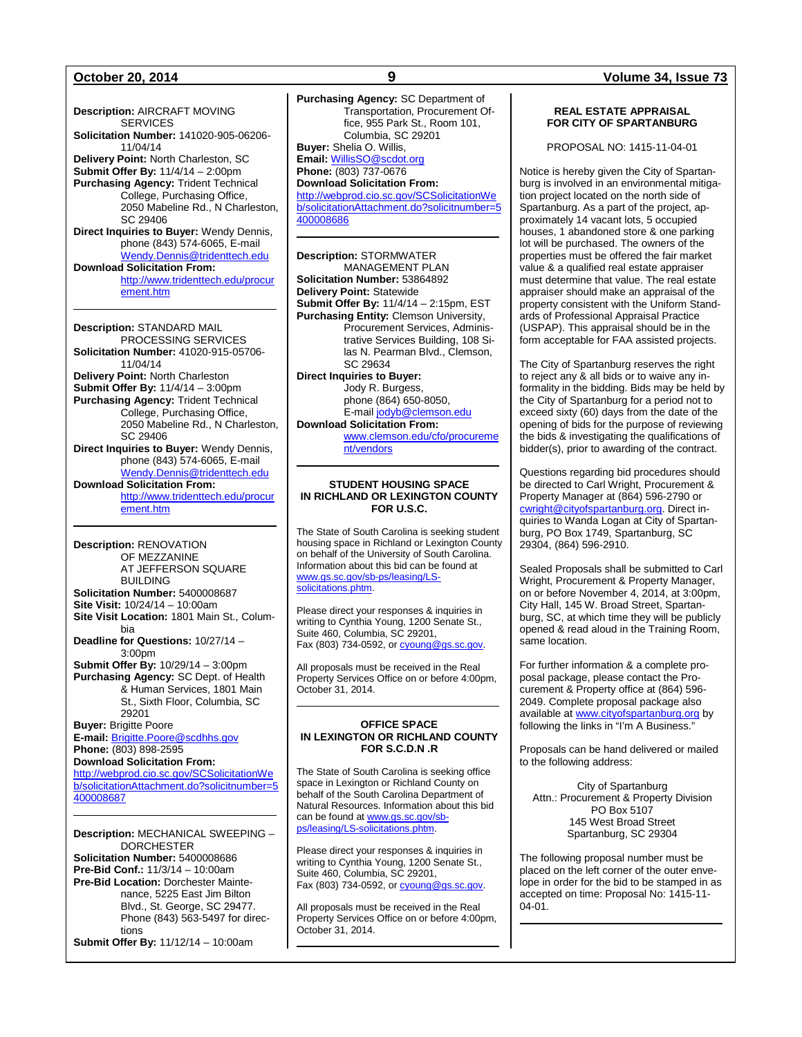**Description:** AIRCRAFT MOVING SERVICES
**Solicitation Number:** 141020-905-06206-11/04/14
**Delivery Point:** North Charleston, SC
**Submit Offer By:** 11/4/14 – 2:00pm
**Purchasing Agency:** Trident Technical College, Purchasing Office, 2050 Mabeline Rd., N Charleston, SC 29406
**Direct Inquiries to Buyer:** Wendy Dennis, phone (843) 574-6065, E-mail Wendy.Dennis@tridenttech.edu
**Download Solicitation From:** http://www.tridenttech.edu/procurement.htm

---

**Description:** STANDARD MAIL PROCESSING SERVICES
**Solicitation Number:** 41020-915-05706-11/04/14
**Delivery Point:** North Charleston
**Submit Offer By:** 11/4/14 – 3:00pm
**Purchasing Agency:** Trident Technical College, Purchasing Office, 2050 Mabeline Rd., N Charleston, SC 29406
**Direct Inquiries to Buyer:** Wendy Dennis, phone (843) 574-6065, E-mail Wendy.Dennis@tridenttech.edu
**Download Solicitation From:** http://www.tridenttech.edu/procurement.htm

---

**Description:** RENOVATION OF MEZZANINE AT JEFFERSON SQUARE BUILDING
**Solicitation Number:** 5400008687
**Site Visit:** 10/24/14 – 10:00am
**Site Visit Location:** 1801 Main St., Columbia
**Deadline for Questions:** 10/27/14 – 3:00pm
**Submit Offer By:** 10/29/14 – 3:00pm
**Purchasing Agency:** SC Dept. of Health & Human Services, 1801 Main St., Sixth Floor, Columbia, SC 29201
**Buyer:** Brigitte Poore
**E-mail:** Brigitte.Poore@scdhhs.gov
**Phone:** (803) 898-2595
**Download Solicitation From:**
http://webprod.cio.sc.gov/SCSolicitationWeb/solicitationAttachment.do?solicitnumber=5400008687

---

**Description:** MECHANICAL SWEEPING – DORCHESTER
**Solicitation Number:** 5400008686
**Pre-Bid Conf.:** 11/3/14 – 10:00am
**Pre-Bid Location:** Dorchester Maintenance, 5225 East Jim Bilton Blvd., St. George, SC 29477. Phone (843) 563-5497 for directions
**Submit Offer By:** 11/12/14 – 10:00am
**Purchasing Agency:** SC Department of Transportation, Procurement Office, 955 Park St., Room 101, Columbia, SC 29201
**Buyer:** Shelia O. Willis,
**Email:** WillisSO@scdot.org
**Phone:** (803) 737-0676
**Download Solicitation From:**
http://webprod.cio.sc.gov/SCSolicitationWeb/solicitationAttachment.do?solicitnumber=5400008686

---

**Description:** STORMWATER MANAGEMENT PLAN
**Solicitation Number:** 53864892
**Delivery Point:** Statewide
**Submit Offer By:** 11/4/14 – 2:15pm, EST
**Purchasing Entity:** Clemson University, Procurement Services, Administrative Services Building, 108 Silas N. Pearman Blvd., Clemson, SC 29634
**Direct Inquiries to Buyer:** Jody R. Burgess, phone (864) 650-8050, E-mail jodyb@clemson.edu
**Download Solicitation From:** www.clemson.edu/cfo/procurement/vendors

---

**STUDENT HOUSING SPACE IN RICHLAND OR LEXINGTON COUNTY FOR U.S.C.**

The State of South Carolina is seeking student housing space in Richland or Lexington County on behalf of the University of South Carolina. Information about this bid can be found at www.gs.sc.gov/sb-ps/leasing/LS-solicitations.phtm.

Please direct your responses & inquiries in writing to Cynthia Young, 1200 Senate St., Suite 460, Columbia, SC 29201, Fax (803) 734-0592, or cyoung@gs.sc.gov.

All proposals must be received in the Real Property Services Office on or before 4:00pm, October 31, 2014.

---

**OFFICE SPACE IN LEXINGTON OR RICHLAND COUNTY FOR S.C.D.N .R**

The State of South Carolina is seeking office space in Lexington or Richland County on behalf of the South Carolina Department of Natural Resources. Information about this bid can be found at www.gs.sc.gov/sb-ps/leasing/LS-solicitations.phtm.

Please direct your responses & inquiries in writing to Cynthia Young, 1200 Senate St., Suite 460, Columbia, SC 29201, Fax (803) 734-0592, or cyoung@gs.sc.gov.

All proposals must be received in the Real Property Services Office on or before 4:00pm, October 31, 2014.

---

**REAL ESTATE APPRAISAL FOR CITY OF SPARTANBURG**

PROPOSAL NO: 1415-11-04-01

Notice is hereby given the City of Spartanburg is involved in an environmental mitigation project located on the north side of Spartanburg. As a part of the project, approximately 14 vacant lots, 5 occupied houses, 1 abandoned store & one parking lot will be purchased. The owners of the properties must be offered the fair market value & a qualified real estate appraiser must determine that value. The real estate appraiser should make an appraisal of the property consistent with the Uniform Standards of Professional Appraisal Practice (USPAP). This appraisal should be in the form acceptable for FAA assisted projects.

The City of Spartanburg reserves the right to reject any & all bids or to waive any informality in the bidding. Bids may be held by the City of Spartanburg for a period not to exceed sixty (60) days from the date of the opening of bids for the purpose of reviewing the bids & investigating the qualifications of bidder(s), prior to awarding of the contract.

Questions regarding bid procedures should be directed to Carl Wright, Procurement & Property Manager at (864) 596-2790 or cwright@cityofspartanburg.org. Direct inquiries to Wanda Logan at City of Spartanburg, PO Box 1749, Spartanburg, SC 29304, (864) 596-2910.

Sealed Proposals shall be submitted to Carl Wright, Procurement & Property Manager, on or before November 4, 2014, at 3:00pm, City Hall, 145 W. Broad Street, Spartanburg, SC, at which time they will be publicly opened & read aloud in the Training Room, same location.

For further information & a complete proposal package, please contact the Procurement & Property office at (864) 596-2049. Complete proposal package also available at www.cityofspartanburg.org by following the links in "I'm A Business."

Proposals can be hand delivered or mailed to the following address:

City of Spartanburg
Attn.: Procurement & Property Division
PO Box 5107
145 West Broad Street
Spartanburg, SC 29304

The following proposal number must be placed on the left corner of the outer envelope in order for the bid to be stamped in as accepted on time: Proposal No: 1415-11-04-01.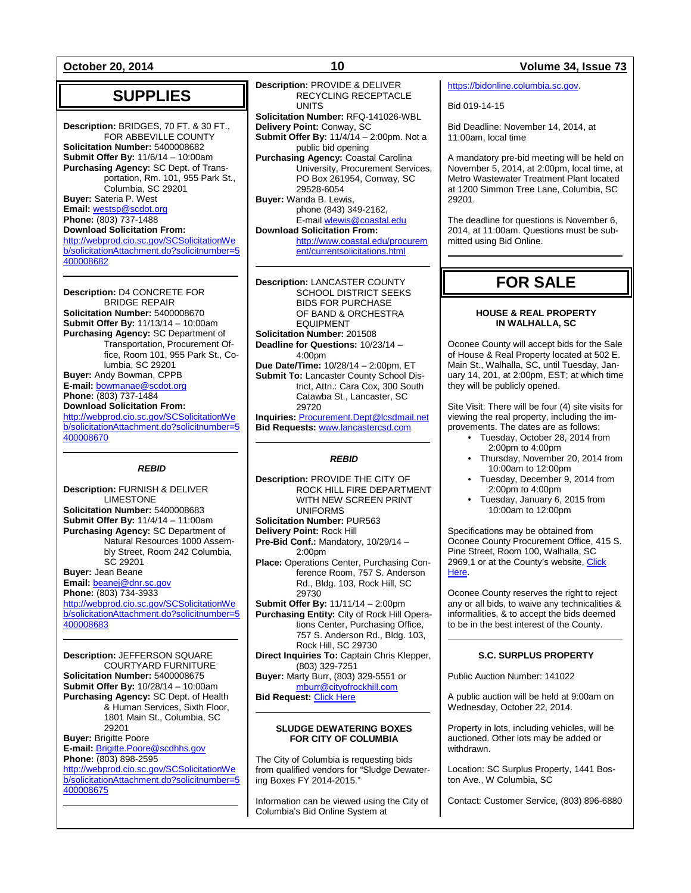# SUPPLIES

**Description:** BRIDGES, 70 FT. & 30 FT., FOR ABBEVILLE COUNTY
**Solicitation Number:** 5400008682
**Submit Offer By:** 11/6/14 – 10:00am
**Purchasing Agency:** SC Dept. of Transportation, Rm. 101, 955 Park St., Columbia, SC 29201
**Buyer:** Sateria P. West
**Email:** westsp@scdot.org
**Phone:** (803) 737-1488
**Download Solicitation From:**
http://webprod.cio.sc.gov/SCSolicitationWeb/solicitationAttachment.do?solicitnumber=5400008682

---

**Description:** D4 CONCRETE FOR BRIDGE REPAIR
**Solicitation Number:** 5400008670
**Submit Offer By:** 11/13/14 – 10:00am
**Purchasing Agency:** SC Department of Transportation, Procurement Office, Room 101, 955 Park St., Columbia, SC 29201
**Buyer:** Andy Bowman, CPPB
**E-mail:** bowmanae@scdot.org
**Phone:** (803) 737-1484
**Download Solicitation From:**
http://webprod.cio.sc.gov/SCSolicitationWeb/solicitationAttachment.do?solicitnumber=5400008670

---

***REBID***

**Description:** FURNISH & DELIVER LIMESTONE
**Solicitation Number:** 5400008683
**Submit Offer By:** 11/4/14 – 11:00am
**Purchasing Agency:** SC Department of Natural Resources 1000 Assembly Street, Room 242 Columbia, SC 29201
**Buyer:** Jean Beane
**Email:** beanej@dnr.sc.gov
**Phone:** (803) 734-3933
http://webprod.cio.sc.gov/SCSolicitationWeb/solicitationAttachment.do?solicitnumber=5400008683

---

**Description:** JEFFERSON SQUARE COURTYARD FURNITURE
**Solicitation Number:** 5400008675
**Submit Offer By:** 10/28/14 – 10:00am
**Purchasing Agency:** SC Dept. of Health & Human Services, Sixth Floor, 1801 Main St., Columbia, SC 29201
**Buyer:** Brigitte Poore
**E-mail:** Brigitte.Poore@scdhhs.gov
**Phone:** (803) 898-2595
http://webprod.cio.sc.gov/SCSolicitationWeb/solicitationAttachment.do?solicitnumber=5400008675

---

**Description:** PROVIDE & DELIVER RECYCLING RECEPTACLE UNITS
**Solicitation Number:** RFQ-141026-WBL
**Delivery Point:** Conway, SC
**Submit Offer By:** 11/4/14 – 2:00pm. Not a public bid opening
**Purchasing Agency:** Coastal Carolina University, Procurement Services, PO Box 261954, Conway, SC 29528-6054
**Buyer:** Wanda B. Lewis, phone (843) 349-2162, E-mail wlewis@coastal.edu
**Download Solicitation From:**
http://www.coastal.edu/procurement/currentsolicitations.html

---

**Description:** LANCASTER COUNTY SCHOOL DISTRICT SEEKS BIDS FOR PURCHASE OF BAND & ORCHESTRA EQUIPMENT
**Solicitation Number:** 201508
**Deadline for Questions:** 10/23/14 – 4:00pm
**Due Date/Time:** 10/28/14 – 2:00pm, ET
**Submit To:** Lancaster County School District, Attn.: Cara Cox, 300 South Catawba St., Lancaster, SC 29720
**Inquiries:** Procurement.Dept@lcsdmail.net
**Bid Requests:** www.lancastercsd.com

---

***REBID***

**Description:** PROVIDE THE CITY OF ROCK HILL FIRE DEPARTMENT WITH NEW SCREEN PRINT UNIFORMS
**Solicitation Number:** PUR563
**Delivery Point:** Rock Hill
**Pre-Bid Conf.:** Mandatory, 10/29/14 – 2:00pm
**Place:** Operations Center, Purchasing Conference Room, 757 S. Anderson Rd., Bldg. 103, Rock Hill, SC 29730
**Submit Offer By:** 11/11/14 – 2:00pm
**Purchasing Entity:** City of Rock Hill Operations Center, Purchasing Office, 757 S. Anderson Rd., Bldg. 103, Rock Hill, SC 29730
**Direct Inquiries To:** Captain Chris Klepper, (803) 329-7251
**Buyer:** Marty Burr, (803) 329-5551 or mburr@cityofrockhill.com
**Bid Request:** Click Here

---

**SLUDGE DEWATERING BOXES FOR CITY OF COLUMBIA**

The City of Columbia is requesting bids from qualified vendors for “Sludge Dewatering Boxes FY 2014-2015.”

Information can be viewed using the City of Columbia’s Bid Online System at https://bidonline.columbia.sc.gov.

Bid 019-14-15

Bid Deadline: November 14, 2014, at 11:00am, local time

A mandatory pre-bid meeting will be held on November 5, 2014, at 2:00pm, local time, at Metro Wastewater Treatment Plant located at 1200 Simmon Tree Lane, Columbia, SC 29201.

The deadline for questions is November 6, 2014, at 11:00am. Questions must be submitted using Bid Online.

# FOR SALE

**HOUSE & REAL PROPERTY IN WALHALLA, SC**

Oconee County will accept bids for the Sale of House & Real Property located at 502 E. Main St., Walhalla, SC, until Tuesday, January 14, 201, at 2:00pm, EST; at which time they will be publicly opened.

Site Visit: There will be four (4) site visits for viewing the real property, including the improvements. The dates are as follows:

- Tuesday, October 28, 2014 from 2:00pm to 4:00pm
- Thursday, November 20, 2014 from 10:00am to 12:00pm
- Tuesday, December 9, 2014 from 2:00pm to 4:00pm
- Tuesday, January 6, 2015 from 10:00am to 12:00pm

Specifications may be obtained from Oconee County Procurement Office, 415 S. Pine Street, Room 100, Walhalla, SC 2969,1 or at the County’s website, Click Here.

Oconee County reserves the right to reject any or all bids, to waive any technicalities & informalities, & to accept the bids deemed to be in the best interest of the County.

---

**S.C. SURPLUS PROPERTY**

Public Auction Number: 141022

A public auction will be held at 9:00am on Wednesday, October 22, 2014.

Property in lots, including vehicles, will be auctioned. Other lots may be added or withdrawn.

Location: SC Surplus Property, 1441 Boston Ave., W Columbia, SC

Contact: Customer Service, (803) 896-6880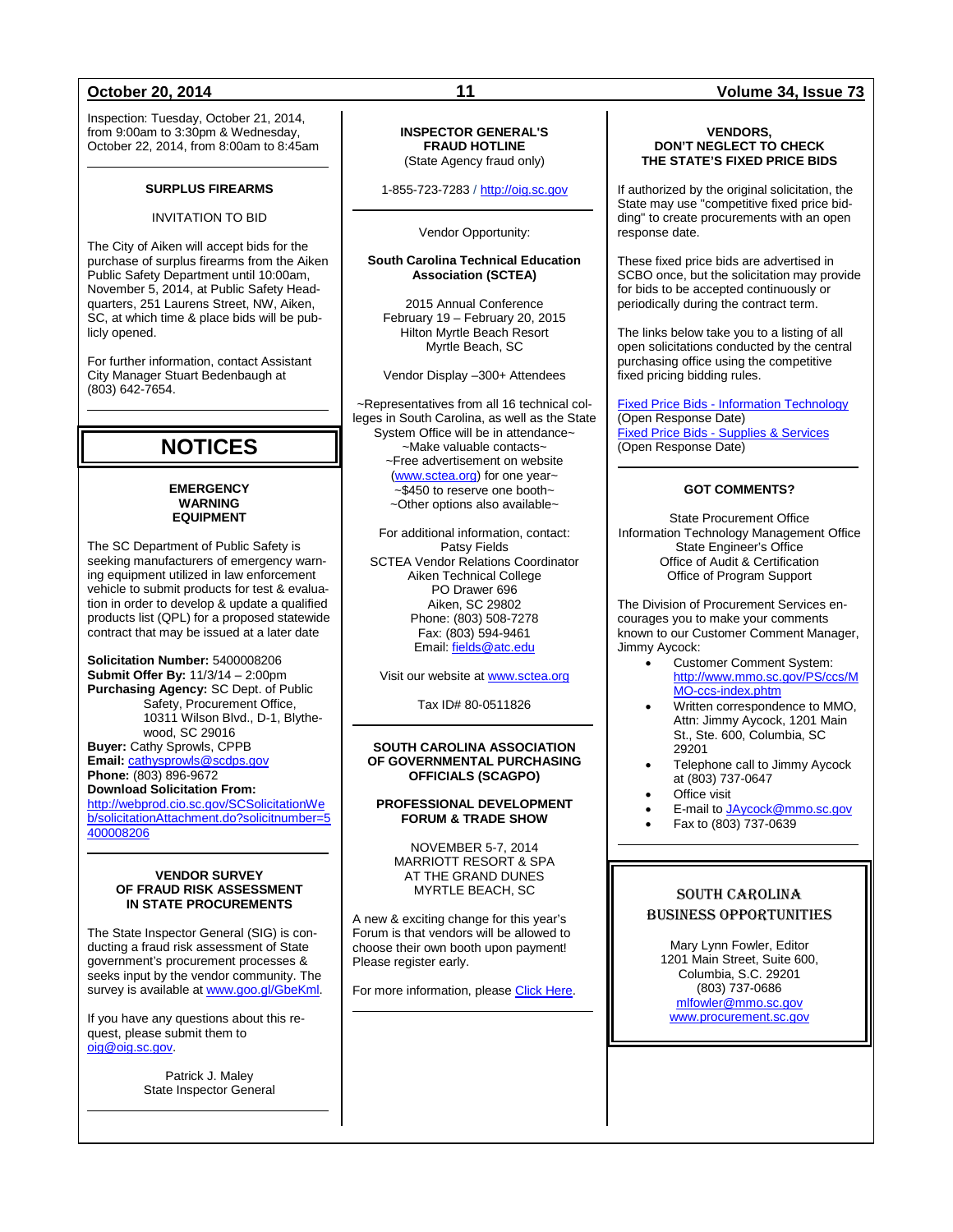Inspection: Tuesday, October 21, 2014, from 9:00am to 3:30pm & Wednesday, October 22, 2014, from 8:00am to 8:45am

---

**SURPLUS FIREARMS**

INVITATION TO BID

The City of Aiken will accept bids for the purchase of surplus firearms from the Aiken Public Safety Department until 10:00am, November 5, 2014, at Public Safety Headquarters, 251 Laurens Street, NW, Aiken, SC, at which time & place bids will be publicly opened.

For further information, contact Assistant City Manager Stuart Bedenbaugh at (803) 642-7654.

---

# NOTICES

**EMERGENCY WARNING EQUIPMENT**

The SC Department of Public Safety is seeking manufacturers of emergency warning equipment utilized in law enforcement vehicle to submit products for test & evaluation in order to develop & update a qualified products list (QPL) for a proposed statewide contract that may be issued at a later date

**Solicitation Number:** 5400008206
**Submit Offer By:** 11/3/14 – 2:00pm
**Purchasing Agency:** SC Dept. of Public Safety, Procurement Office, 10311 Wilson Blvd., D-1, Blythewood, SC 29016
**Buyer:** Cathy Sprowls, CPPB
**Email:** cathysprowls@scdps.gov
**Phone:** (803) 896-9672
**Download Solicitation From:**
http://webprod.cio.sc.gov/SCSolicitationWeb/solicitationAttachment.do?solicitnumber=5400008206

---

**VENDOR SURVEY OF FRAUD RISK ASSESSMENT IN STATE PROCUREMENTS**

The State Inspector General (SIG) is conducting a fraud risk assessment of State government's procurement processes & seeks input by the vendor community. The survey is available at www.goo.gl/GbeKml.

If you have any questions about this request, please submit them to oig@oig.sc.gov.

Patrick J. Maley
State Inspector General

---

**INSPECTOR GENERAL'S FRAUD HOTLINE**
(State Agency fraud only)

1-855-723-7283 / http://oig.sc.gov

---

Vendor Opportunity:

**South Carolina Technical Education Association (SCTEA)**

2015 Annual Conference
February 19 – February 20, 2015
Hilton Myrtle Beach Resort
Myrtle Beach, SC

Vendor Display –300+ Attendees

~Representatives from all 16 technical colleges in South Carolina, as well as the State System Office will be in attendance~
~Make valuable contacts~
~Free advertisement on website (www.sctea.org) for one year~
~$450 to reserve one booth~
~Other options also available~

For additional information, contact:
Patsy Fields
SCTEA Vendor Relations Coordinator
Aiken Technical College
PO Drawer 696
Aiken, SC 29802
Phone: (803) 508-7278
Fax: (803) 594-9461
Email: fields@atc.edu

Visit our website at www.sctea.org

Tax ID# 80-0511826

---

**SOUTH CAROLINA ASSOCIATION OF GOVERNMENTAL PURCHASING OFFICIALS (SCAGPO)**

**PROFESSIONAL DEVELOPMENT FORUM & TRADE SHOW**

NOVEMBER 5-7, 2014
MARRIOTT RESORT & SPA
AT THE GRAND DUNES
MYRTLE BEACH, SC

A new & exciting change for this year's Forum is that vendors will be allowed to choose their own booth upon payment! Please register early.

For more information, please Click Here.

---

**VENDORS, DON'T NEGLECT TO CHECK THE STATE'S FIXED PRICE BIDS**

If authorized by the original solicitation, the State may use "competitive fixed price bidding" to create procurements with an open response date.

These fixed price bids are advertised in SCBO once, but the solicitation may provide for bids to be accepted continuously or periodically during the contract term.

The links below take you to a listing of all open solicitations conducted by the central purchasing office using the competitive fixed pricing bidding rules.

Fixed Price Bids - Information Technology
(Open Response Date)
Fixed Price Bids - Supplies & Services
(Open Response Date)

---

**GOT COMMENTS?**

State Procurement Office
Information Technology Management Office
State Engineer's Office
Office of Audit & Certification
Office of Program Support

The Division of Procurement Services encourages you to make your comments known to our Customer Comment Manager, Jimmy Aycock:

- Customer Comment System: http://www.mmo.sc.gov/PS/ccs/MMO-ccs-index.phtm
- Written correspondence to MMO, Attn: Jimmy Aycock, 1201 Main St., Ste. 600, Columbia, SC 29201
- Telephone call to Jimmy Aycock at (803) 737-0647
- Office visit
- E-mail to JAycock@mmo.sc.gov
- Fax to (803) 737-0639

---

**SOUTH CAROLINA BUSINESS OPPORTUNITIES**

Mary Lynn Fowler, Editor
1201 Main Street, Suite 600,
Columbia, S.C. 29201
(803) 737-0686
mlfowler@mmo.sc.gov
www.procurement.sc.gov